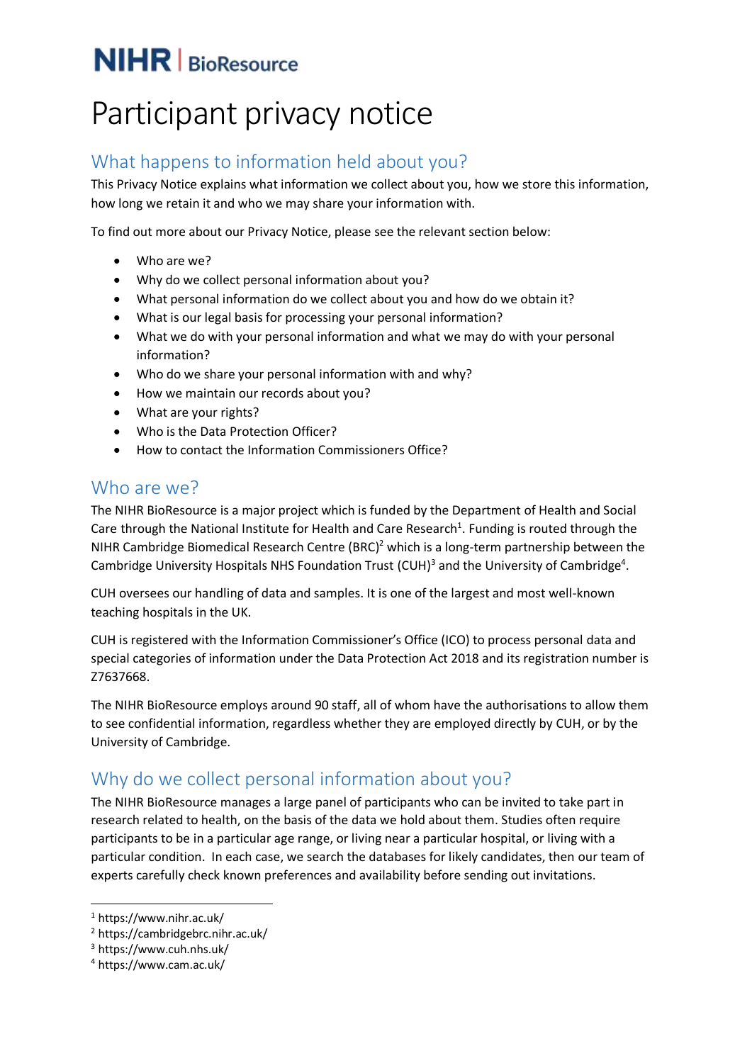NIHR | BioResource

# Participant privacy notice

## What happens to information held about you?

This Privacy Notice explains what information we collect about you, how we store this information, how long we retain it and who we may share your information with.

To find out more about our Privacy Notice, please see the relevant section below:

- Who are we?
- Why do we collect personal information about you?
- What personal information do we collect about you and how do we obtain it?
- What is our legal basis for processing your personal information?
- What we do with your personal information and what we may do with your personal information?
- Who do we share your personal information with and why?
- How we maintain our records about you?
- What are your rights?
- Who is the Data Protection Officer?
- How to contact the Information Commissioners Office?

## Who are we?

The NIHR BioResource is a major project which is funded by the Department of Health and Social Care through the National Institute for Health and Care Research[1]. Funding is routed through the NIHR Cambridge Biomedical Research Centre (BRC)[2] which is a long-term partnership between the Cambridge University Hospitals NHS Foundation Trust (CUH)[3] and the University of Cambridge[4].

CUH oversees our handling of data and samples. It is one of the largest and most well-known teaching hospitals in the UK.

CUH is registered with the Information Commissioner's Office (ICO) to process personal data and special categories of information under the Data Protection Act 2018 and its registration number is Z7637668.

The NIHR BioResource employs around 90 staff, all of whom have the authorisations to allow them to see confidential information, regardless whether they are employed directly by CUH, or by the University of Cambridge.

## Why do we collect personal information about you?

The NIHR BioResource manages a large panel of participants who can be invited to take part in research related to health, on the basis of the data we hold about them. Studies often require participants to be in a particular age range, or living near a particular hospital, or living with a particular condition. In each case, we search the databases for likely candidates, then our team of experts carefully check known preferences and availability before sending out invitations.

---

[1] https://www.nihr.ac.uk/
[2] https://cambridgebrc.nihr.ac.uk/
[3] https://www.cuh.nhs.uk/
[4] https://www.cam.ac.uk/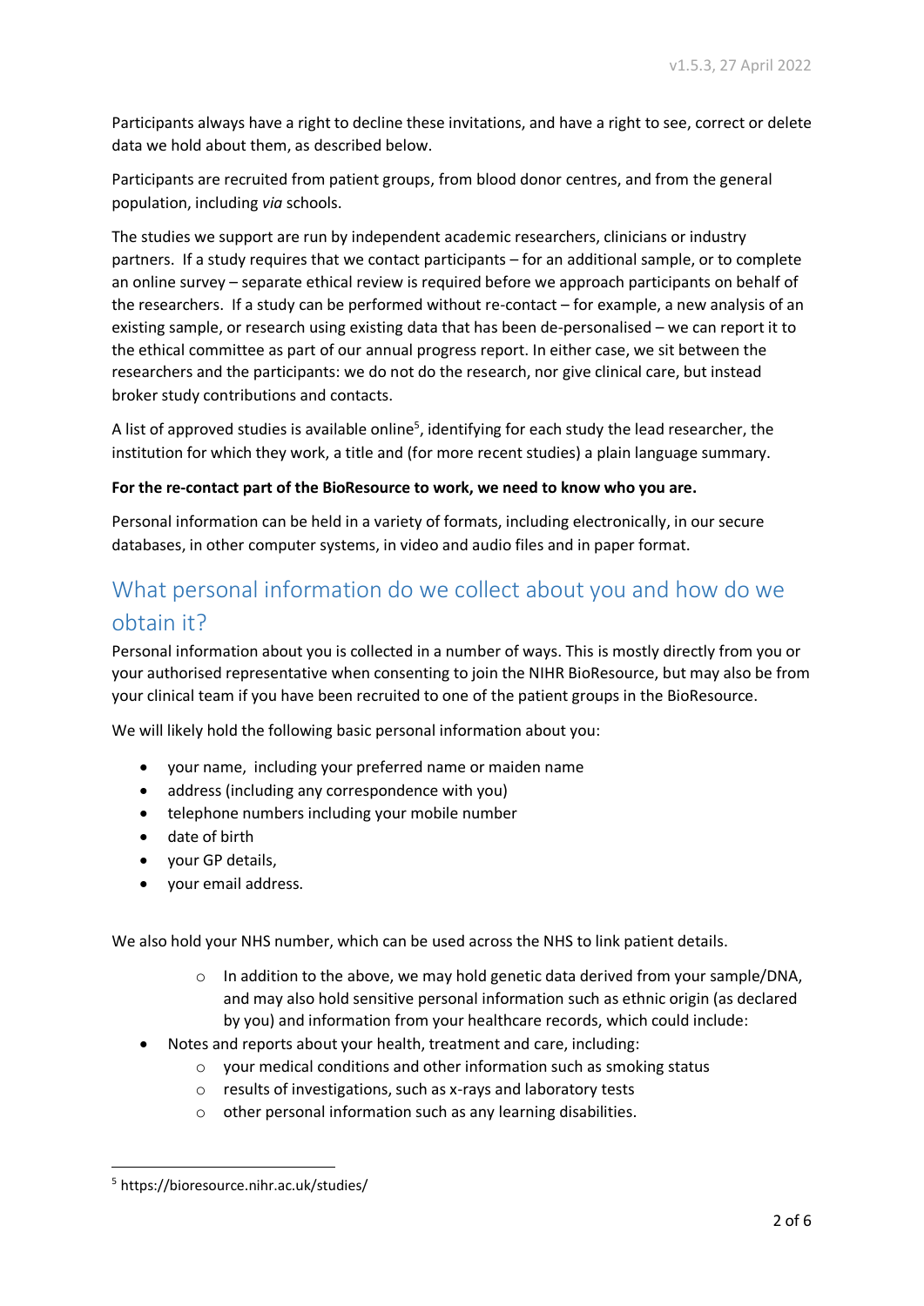Participants always have a right to decline these invitations, and have a right to see, correct or delete data we hold about them, as described below.

Participants are recruited from patient groups, from blood donor centres, and from the general population, including *via* schools.

The studies we support are run by independent academic researchers, clinicians or industry partners. If a study requires that we contact participants – for an additional sample, or to complete an online survey – separate ethical review is required before we approach participants on behalf of the researchers. If a study can be performed without re-contact – for example, a new analysis of an existing sample, or research using existing data that has been de-personalised – we can report it to the ethical committee as part of our annual progress report. In either case, we sit between the researchers and the participants: we do not do the research, nor give clinical care, but instead broker study contributions and contacts.

A list of approved studies is available online[5], identifying for each study the lead researcher, the institution for which they work, a title and (for more recent studies) a plain language summary.

**For the re-contact part of the BioResource to work, we need to know who you are.**

Personal information can be held in a variety of formats, including electronically, in our secure databases, in other computer systems, in video and audio files and in paper format.

## What personal information do we collect about you and how do we obtain it?

Personal information about you is collected in a number of ways. This is mostly directly from you or your authorised representative when consenting to join the NIHR BioResource, but may also be from your clinical team if you have been recruited to one of the patient groups in the BioResource.

We will likely hold the following basic personal information about you:

- your name, including your preferred name or maiden name
- address (including any correspondence with you)
- telephone numbers including your mobile number
- date of birth
- your GP details,
- your email address.

We also hold your NHS number, which can be used across the NHS to link patient details.

  - In addition to the above, we may hold genetic data derived from your sample/DNA, and may also hold sensitive personal information such as ethnic origin (as declared by you) and information from your healthcare records, which could include:
- Notes and reports about your health, treatment and care, including:
  - your medical conditions and other information such as smoking status
  - results of investigations, such as x-rays and laboratory tests
  - other personal information such as any learning disabilities.

[5] https://bioresource.nihr.ac.uk/studies/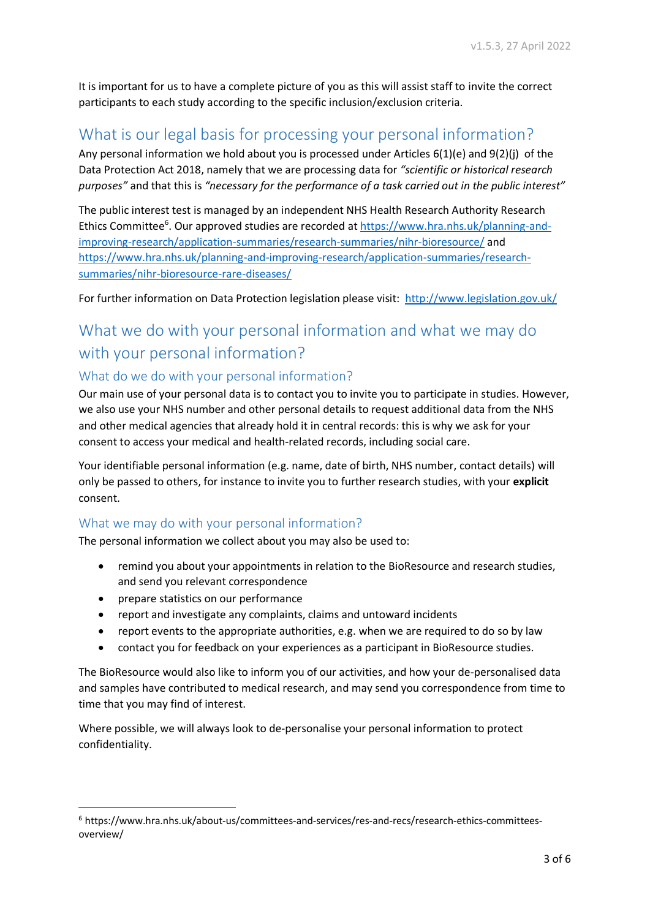It is important for us to have a complete picture of you as this will assist staff to invite the correct participants to each study according to the specific inclusion/exclusion criteria.

## What is our legal basis for processing your personal information?

Any personal information we hold about you is processed under Articles 6(1)(e) and 9(2)(j) of the Data Protection Act 2018, namely that we are processing data for *"scientific or historical research purposes"* and that this is *"necessary for the performance of a task carried out in the public interest"*

The public interest test is managed by an independent NHS Health Research Authority Research Ethics Committee[6]. Our approved studies are recorded at https://www.hra.nhs.uk/planning-and-improving-research/application-summaries/research-summaries/nihr-bioresource/ and https://www.hra.nhs.uk/planning-and-improving-research/application-summaries/research-summaries/nihr-bioresource-rare-diseases/

For further information on Data Protection legislation please visit: http://www.legislation.gov.uk/

## What we do with your personal information and what we may do with your personal information?

### What do we do with your personal information?

Our main use of your personal data is to contact you to invite you to participate in studies. However, we also use your NHS number and other personal details to request additional data from the NHS and other medical agencies that already hold it in central records: this is why we ask for your consent to access your medical and health-related records, including social care.

Your identifiable personal information (e.g. name, date of birth, NHS number, contact details) will only be passed to others, for instance to invite you to further research studies, with your **explicit** consent.

### What we may do with your personal information?

The personal information we collect about you may also be used to:

- remind you about your appointments in relation to the BioResource and research studies, and send you relevant correspondence
- prepare statistics on our performance
- report and investigate any complaints, claims and untoward incidents
- report events to the appropriate authorities, e.g. when we are required to do so by law
- contact you for feedback on your experiences as a participant in BioResource studies.

The BioResource would also like to inform you of our activities, and how your de-personalised data and samples have contributed to medical research, and may send you correspondence from time to time that you may find of interest.

Where possible, we will always look to de-personalise your personal information to protect confidentiality.

---

[6] https://www.hra.nhs.uk/about-us/committees-and-services/res-and-recs/research-ethics-committees-overview/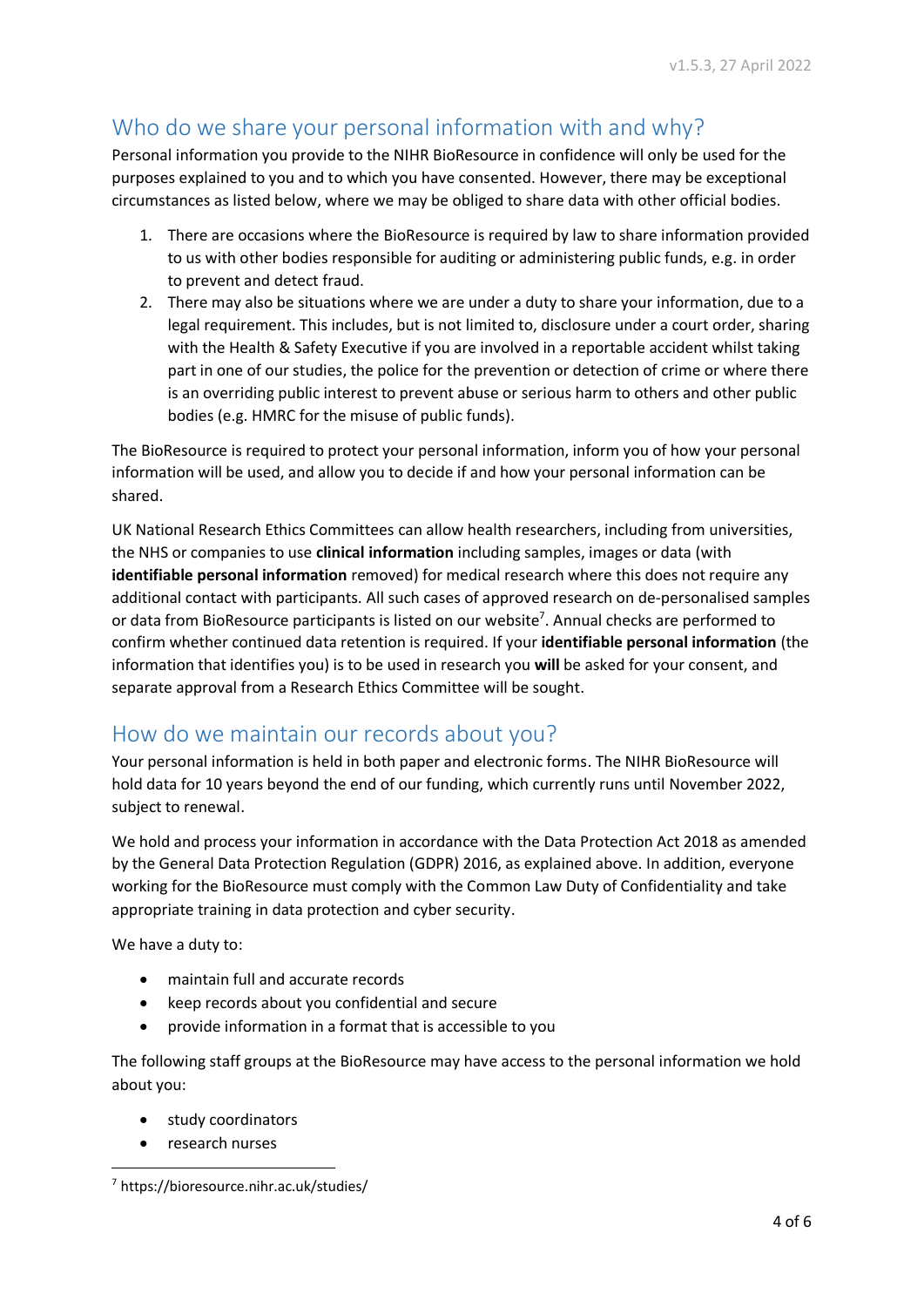## Who do we share your personal information with and why?

Personal information you provide to the NIHR BioResource in confidence will only be used for the purposes explained to you and to which you have consented. However, there may be exceptional circumstances as listed below, where we may be obliged to share data with other official bodies.

1. There are occasions where the BioResource is required by law to share information provided to us with other bodies responsible for auditing or administering public funds, e.g. in order to prevent and detect fraud.
2. There may also be situations where we are under a duty to share your information, due to a legal requirement. This includes, but is not limited to, disclosure under a court order, sharing with the Health & Safety Executive if you are involved in a reportable accident whilst taking part in one of our studies, the police for the prevention or detection of crime or where there is an overriding public interest to prevent abuse or serious harm to others and other public bodies (e.g. HMRC for the misuse of public funds).

The BioResource is required to protect your personal information, inform you of how your personal information will be used, and allow you to decide if and how your personal information can be shared.

UK National Research Ethics Committees can allow health researchers, including from universities, the NHS or companies to use **clinical information** including samples, images or data (with **identifiable personal information** removed) for medical research where this does not require any additional contact with participants. All such cases of approved research on de-personalised samples or data from BioResource participants is listed on our website[7]. Annual checks are performed to confirm whether continued data retention is required. If your **identifiable personal information** (the information that identifies you) is to be used in research you **will** be asked for your consent, and separate approval from a Research Ethics Committee will be sought.

## How do we maintain our records about you?

Your personal information is held in both paper and electronic forms. The NIHR BioResource will hold data for 10 years beyond the end of our funding, which currently runs until November 2022, subject to renewal.

We hold and process your information in accordance with the Data Protection Act 2018 as amended by the General Data Protection Regulation (GDPR) 2016, as explained above. In addition, everyone working for the BioResource must comply with the Common Law Duty of Confidentiality and take appropriate training in data protection and cyber security.

We have a duty to:

- maintain full and accurate records
- keep records about you confidential and secure
- provide information in a format that is accessible to you

The following staff groups at the BioResource may have access to the personal information we hold about you:

- study coordinators
- research nurses

[7] https://bioresource.nihr.ac.uk/studies/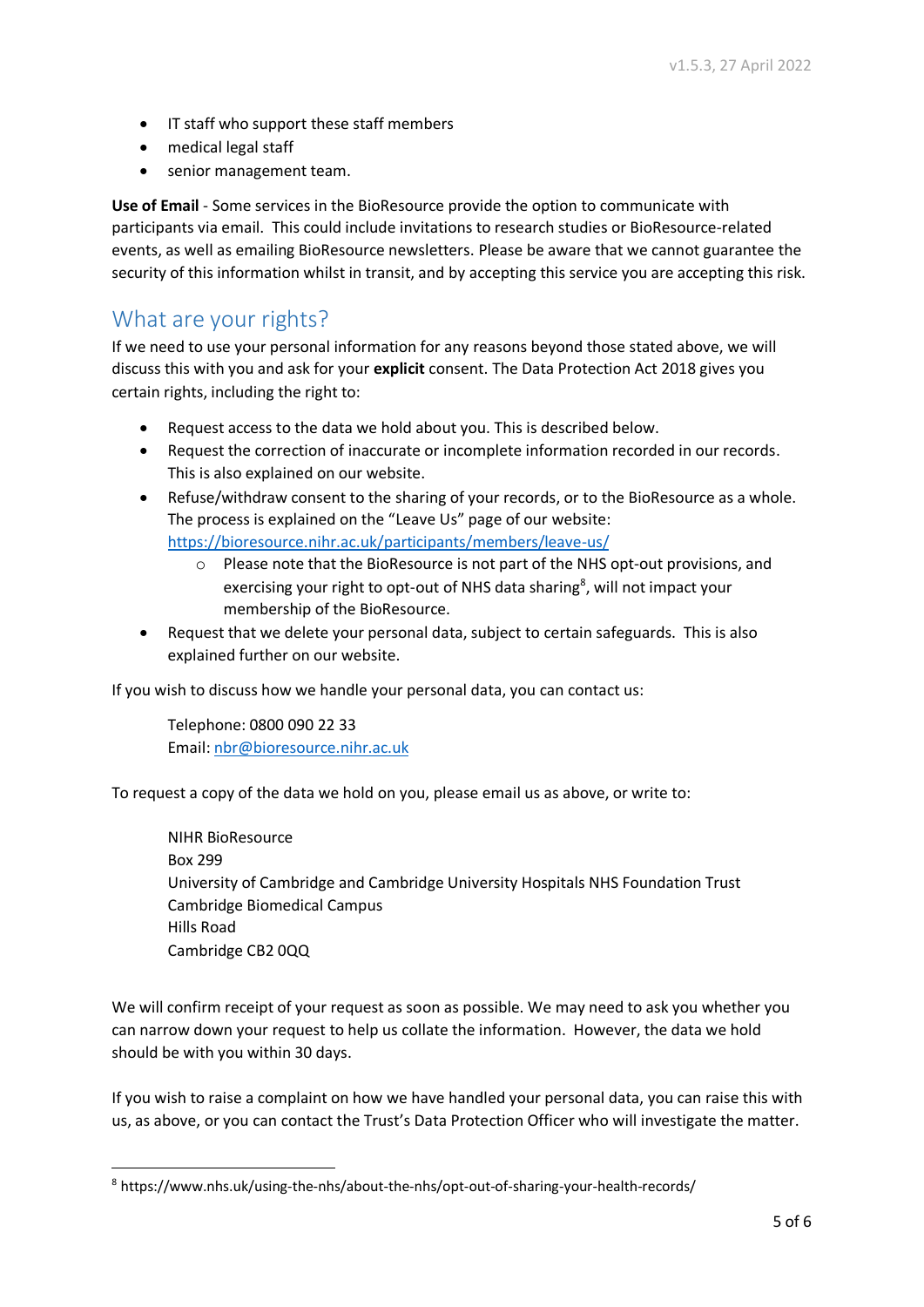- IT staff who support these staff members
- medical legal staff
- senior management team.

**Use of Email** - Some services in the BioResource provide the option to communicate with participants via email. This could include invitations to research studies or BioResource-related events, as well as emailing BioResource newsletters. Please be aware that we cannot guarantee the security of this information whilst in transit, and by accepting this service you are accepting this risk.

## What are your rights?

If we need to use your personal information for any reasons beyond those stated above, we will discuss this with you and ask for your **explicit** consent. The Data Protection Act 2018 gives you certain rights, including the right to:

- Request access to the data we hold about you. This is described below.
- Request the correction of inaccurate or incomplete information recorded in our records. This is also explained on our website.
- Refuse/withdraw consent to the sharing of your records, or to the BioResource as a whole. The process is explained on the "Leave Us" page of our website: https://bioresource.nihr.ac.uk/participants/members/leave-us/
    - Please note that the BioResource is not part of the NHS opt-out provisions, and exercising your right to opt-out of NHS data sharing[8], will not impact your membership of the BioResource.
- Request that we delete your personal data, subject to certain safeguards. This is also explained further on our website.

If you wish to discuss how we handle your personal data, you can contact us:

> Telephone: 0800 090 22 33
> Email: nbr@bioresource.nihr.ac.uk

To request a copy of the data we hold on you, please email us as above, or write to:

> NIHR BioResource
> Box 299
> University of Cambridge and Cambridge University Hospitals NHS Foundation Trust
> Cambridge Biomedical Campus
> Hills Road
> Cambridge CB2 0QQ

We will confirm receipt of your request as soon as possible. We may need to ask you whether you can narrow down your request to help us collate the information. However, the data we hold should be with you within 30 days.

If you wish to raise a complaint on how we have handled your personal data, you can raise this with us, as above, or you can contact the Trust's Data Protection Officer who will investigate the matter.

---

[8] https://www.nhs.uk/using-the-nhs/about-the-nhs/opt-out-of-sharing-your-health-records/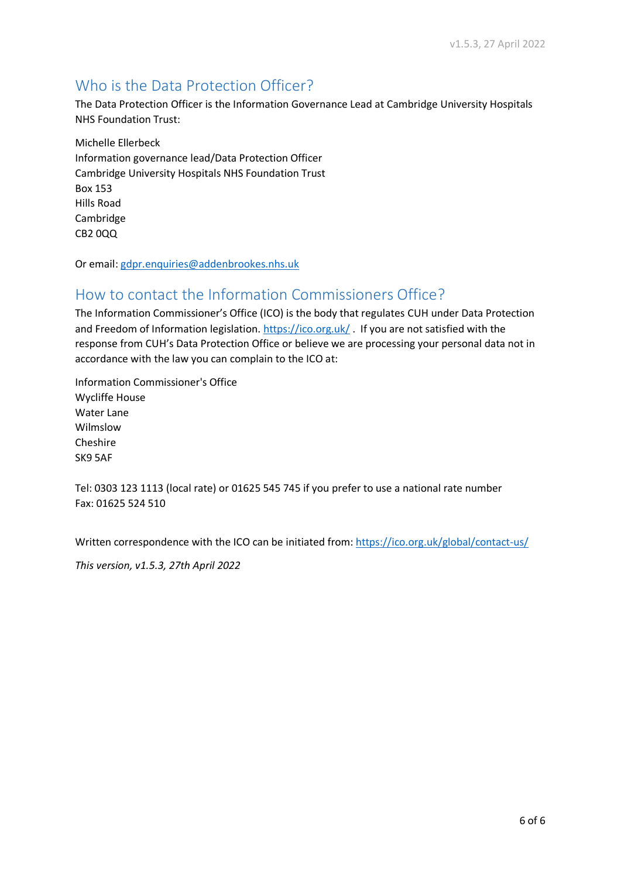## Who is the Data Protection Officer?

The Data Protection Officer is the Information Governance Lead at Cambridge University Hospitals NHS Foundation Trust:

Michelle Ellerbeck
Information governance lead/Data Protection Officer
Cambridge University Hospitals NHS Foundation Trust
Box 153
Hills Road
Cambridge
CB2 0QQ

Or email: gdpr.enquiries@addenbrookes.nhs.uk

## How to contact the Information Commissioners Office?

The Information Commissioner's Office (ICO) is the body that regulates CUH under Data Protection and Freedom of Information legislation. https://ico.org.uk/ . If you are not satisfied with the response from CUH's Data Protection Office or believe we are processing your personal data not in accordance with the law you can complain to the ICO at:

Information Commissioner's Office
Wycliffe House
Water Lane
Wilmslow
Cheshire
SK9 5AF

Tel: 0303 123 1113 (local rate) or 01625 545 745 if you prefer to use a national rate number
Fax: 01625 524 510

Written correspondence with the ICO can be initiated from: https://ico.org.uk/global/contact-us/

*This version, v1.5.3, 27th April 2022*